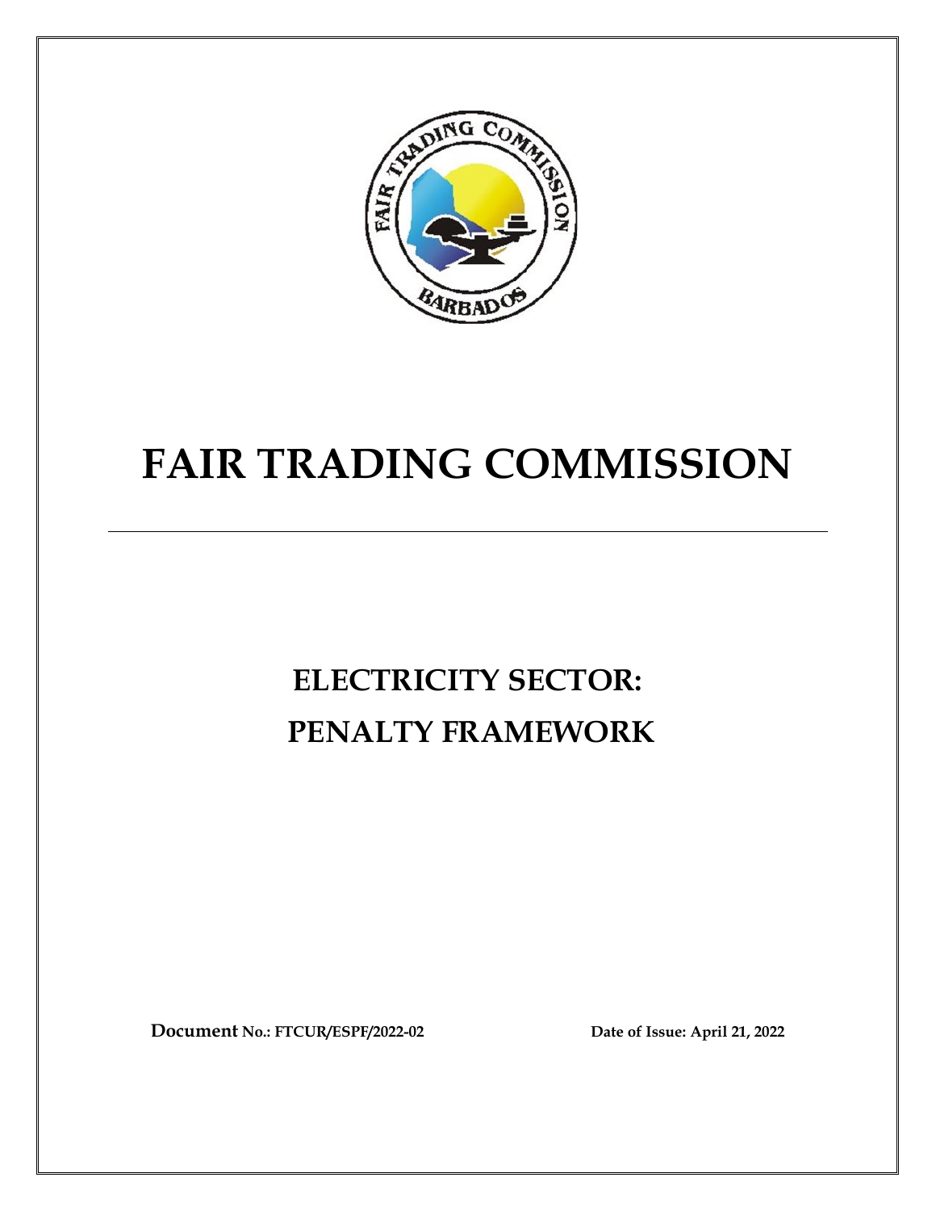# FAIR TRADING COMMISSION

---

## ELECTRICITY SECTOR: PENALTY FRAMEWORK

**Document No.: FTCUR/ESPF/2022-02** **Date of Issue: April 21, 2022**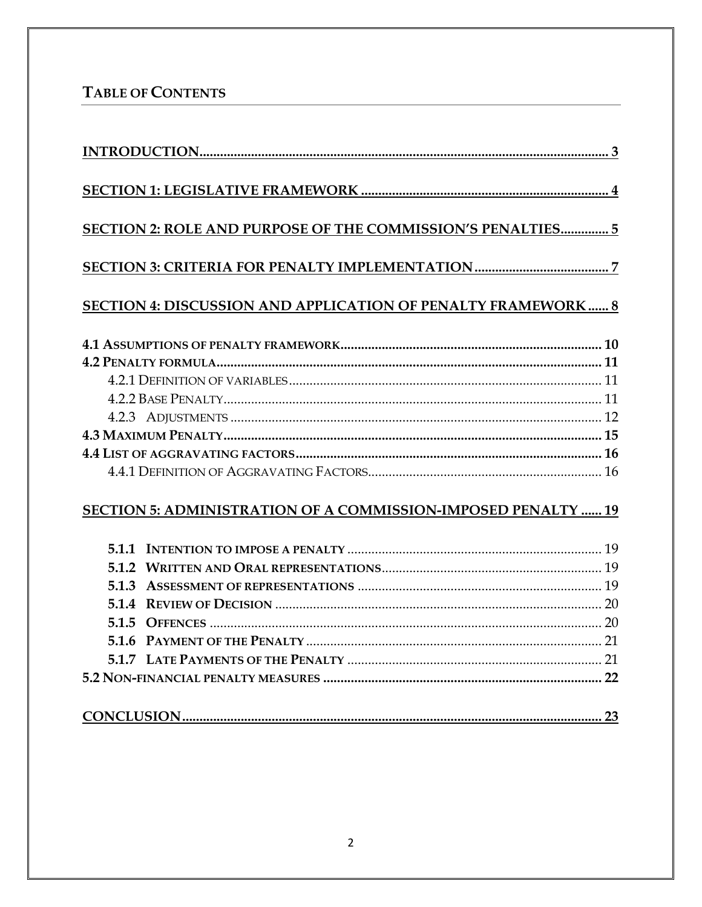## TABLE OF CONTENTS

**INTRODUCTION** ........ 3

**SECTION 1: LEGISLATIVE FRAMEWORK** ........ 4

**SECTION 2: ROLE AND PURPOSE OF THE COMMISSION'S PENALTIES** ........ 5

**SECTION 3: CRITERIA FOR PENALTY IMPLEMENTATION** ........ 7

**SECTION 4: DISCUSSION AND APPLICATION OF PENALTY FRAMEWORK** ........ 8

- **4.1 ASSUMPTIONS OF PENALTY FRAMEWORK** ........ 10
- **4.2 PENALTY FORMULA** ........ 11
  - 4.2.1 DEFINITION OF VARIABLES ........ 11
  - 4.2.2 BASE PENALTY ........ 11
  - 4.2.3 ADJUSTMENTS ........ 12
- **4.3 MAXIMUM PENALTY** ........ 15
- **4.4 LIST OF AGGRAVATING FACTORS** ........ 16
  - 4.4.1 DEFINITION OF AGGRAVATING FACTORS ........ 16

**SECTION 5: ADMINISTRATION OF A COMMISSION-IMPOSED PENALTY** ........ 19

- **5.1.1 INTENTION TO IMPOSE A PENALTY** ........ 19
- **5.1.2 WRITTEN AND ORAL REPRESENTATIONS** ........ 19
- **5.1.3 ASSESSMENT OF REPRESENTATIONS** ........ 19
- **5.1.4 REVIEW OF DECISION** ........ 20
- **5.1.5 OFFENCES** ........ 20
- **5.1.6 PAYMENT OF THE PENALTY** ........ 21
- **5.1.7 LATE PAYMENTS OF THE PENALTY** ........ 21
- **5.2 NON-FINANCIAL PENALTY MEASURES** ........ 22

**CONCLUSION** ........ 23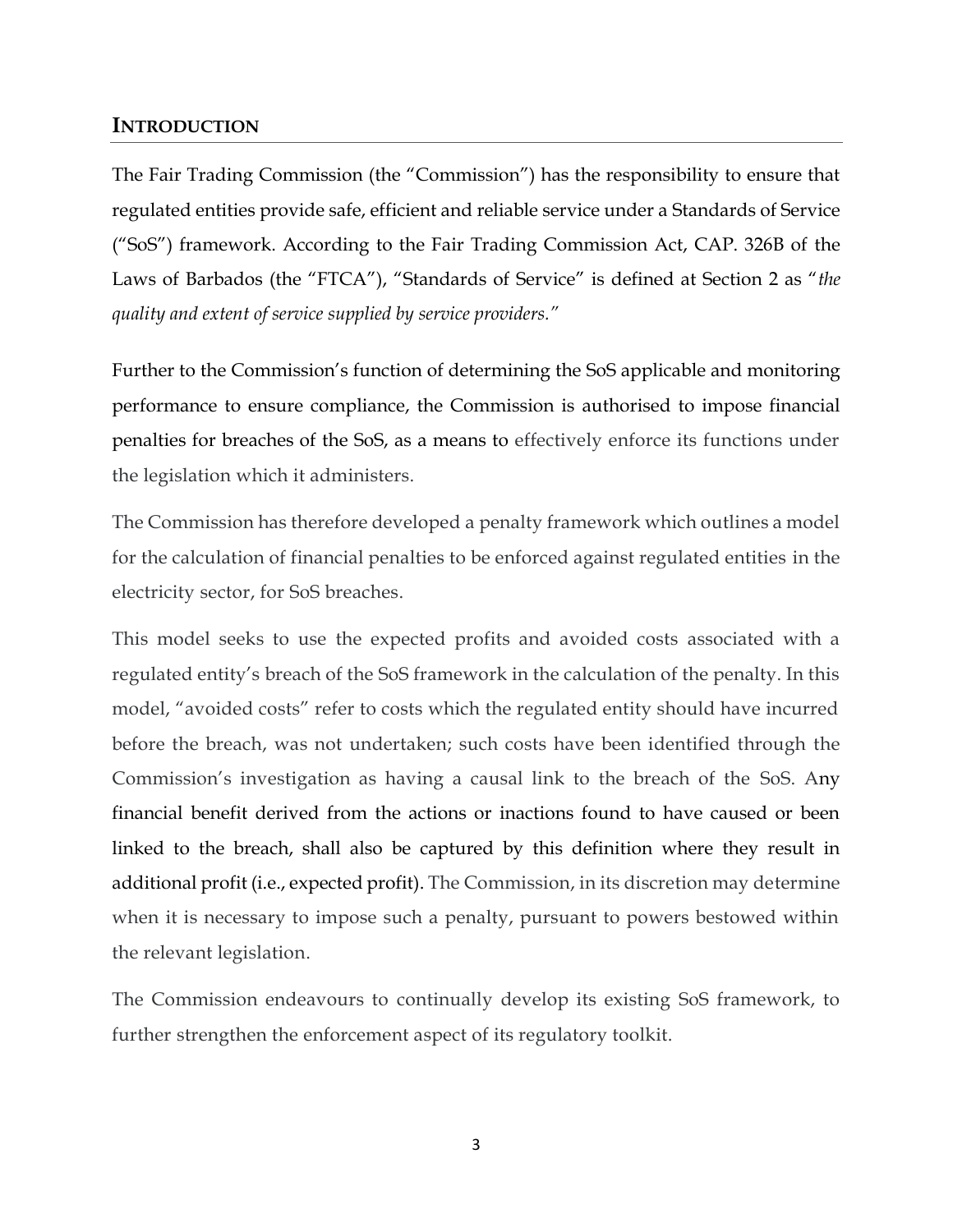## INTRODUCTION

The Fair Trading Commission (the "Commission") has the responsibility to ensure that regulated entities provide safe, efficient and reliable service under a Standards of Service ("SoS") framework. According to the Fair Trading Commission Act, CAP. 326B of the Laws of Barbados (the "FTCA"), "Standards of Service" is defined at Section 2 as "*the quality and extent of service supplied by service providers.*"

Further to the Commission's function of determining the SoS applicable and monitoring performance to ensure compliance, the Commission is authorised to impose financial penalties for breaches of the SoS, as a means to effectively enforce its functions under the legislation which it administers.

The Commission has therefore developed a penalty framework which outlines a model for the calculation of financial penalties to be enforced against regulated entities in the electricity sector, for SoS breaches.

This model seeks to use the expected profits and avoided costs associated with a regulated entity's breach of the SoS framework in the calculation of the penalty. In this model, "avoided costs" refer to costs which the regulated entity should have incurred before the breach, was not undertaken; such costs have been identified through the Commission's investigation as having a causal link to the breach of the SoS. Any financial benefit derived from the actions or inactions found to have caused or been linked to the breach, shall also be captured by this definition where they result in additional profit (i.e., expected profit). The Commission, in its discretion may determine when it is necessary to impose such a penalty, pursuant to powers bestowed within the relevant legislation.

The Commission endeavours to continually develop its existing SoS framework, to further strengthen the enforcement aspect of its regulatory toolkit.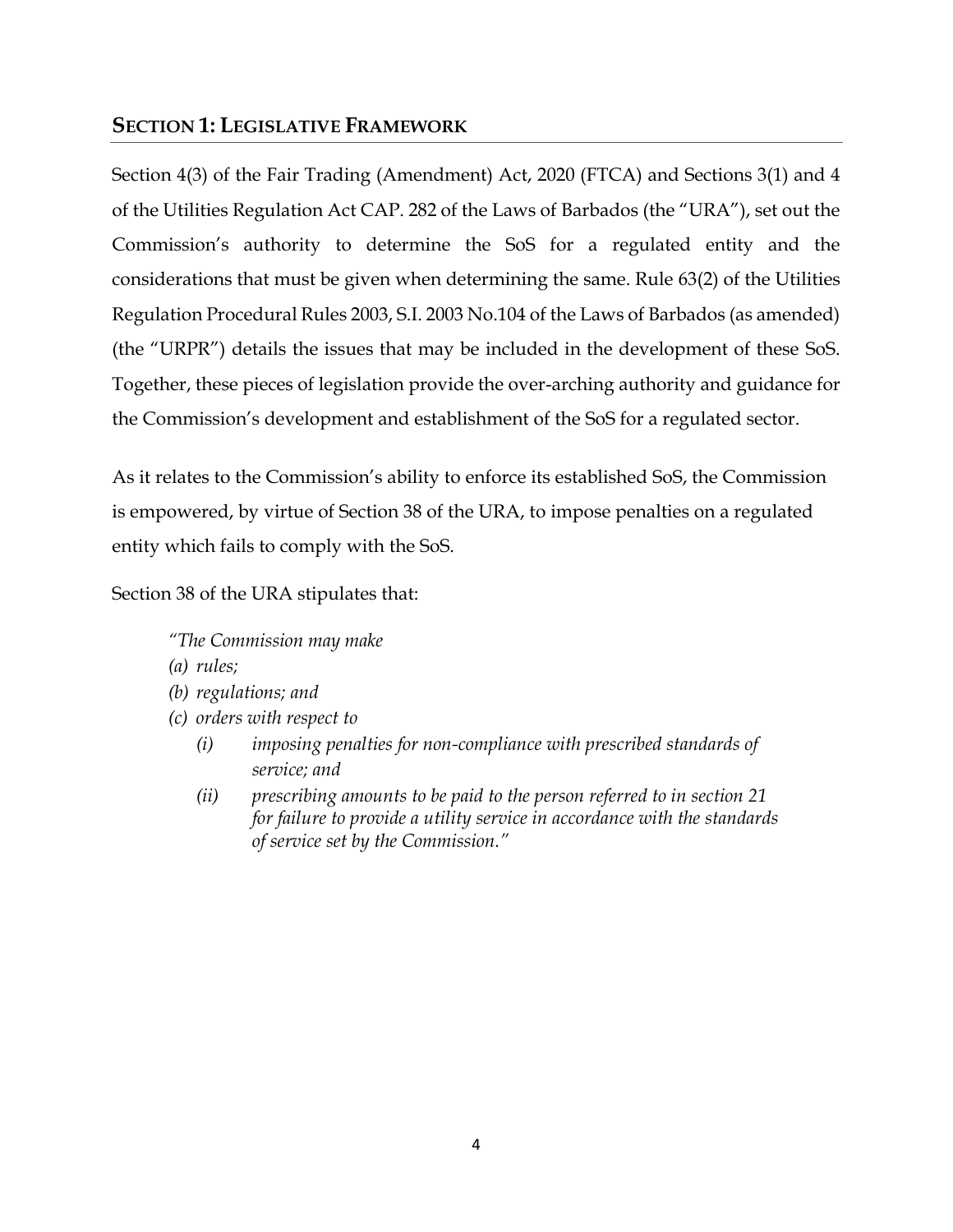## SECTION 1: LEGISLATIVE FRAMEWORK

Section 4(3) of the Fair Trading (Amendment) Act, 2020 (FTCA) and Sections 3(1) and 4 of the Utilities Regulation Act CAP. 282 of the Laws of Barbados (the "URA"), set out the Commission's authority to determine the SoS for a regulated entity and the considerations that must be given when determining the same. Rule 63(2) of the Utilities Regulation Procedural Rules 2003, S.I. 2003 No.104 of the Laws of Barbados (as amended) (the "URPR") details the issues that may be included in the development of these SoS. Together, these pieces of legislation provide the over-arching authority and guidance for the Commission's development and establishment of the SoS for a regulated sector.

As it relates to the Commission's ability to enforce its established SoS, the Commission is empowered, by virtue of Section 38 of the URA, to impose penalties on a regulated entity which fails to comply with the SoS.

Section 38 of the URA stipulates that:

> *"The Commission may make*
> *(a) rules;*
> *(b) regulations; and*
> *(c) orders with respect to*
> *(i) imposing penalties for non-compliance with prescribed standards of service; and*
> *(ii) prescribing amounts to be paid to the person referred to in section 21 for failure to provide a utility service in accordance with the standards of service set by the Commission."*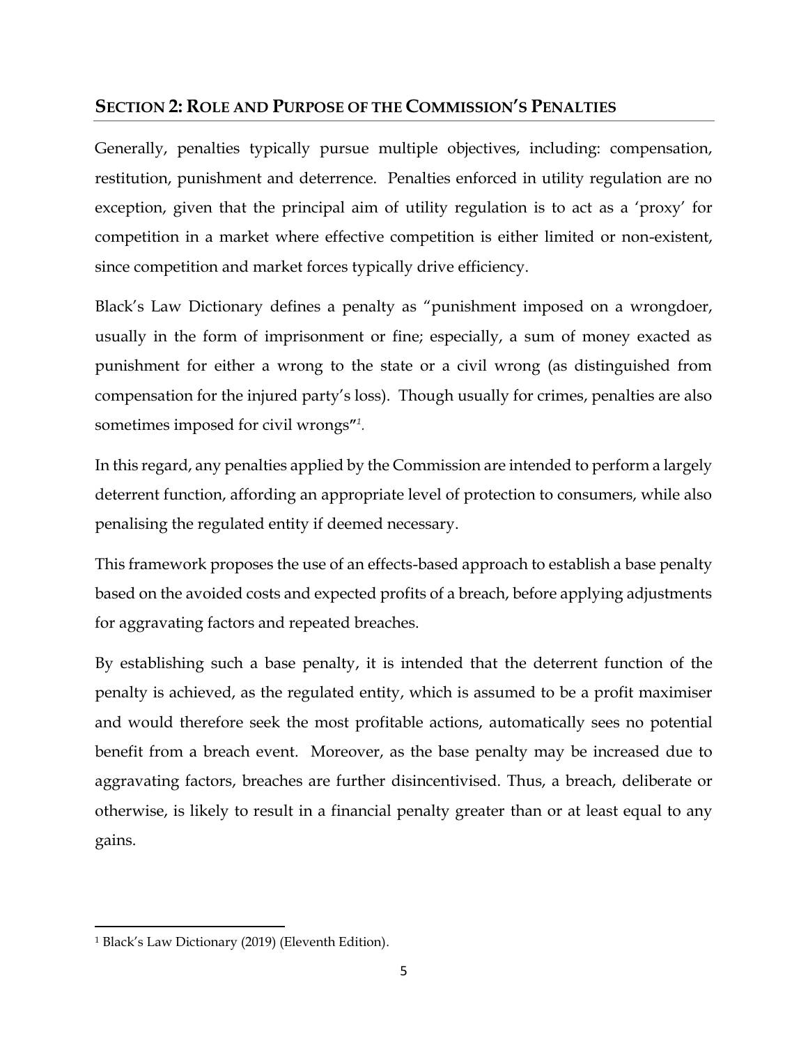## SECTION 2: ROLE AND PURPOSE OF THE COMMISSION'S PENALTIES

Generally, penalties typically pursue multiple objectives, including: compensation, restitution, punishment and deterrence. Penalties enforced in utility regulation are no exception, given that the principal aim of utility regulation is to act as a 'proxy' for competition in a market where effective competition is either limited or non-existent, since competition and market forces typically drive efficiency.

Black's Law Dictionary defines a penalty as "punishment imposed on a wrongdoer, usually in the form of imprisonment or fine; especially, a sum of money exacted as punishment for either a wrong to the state or a civil wrong (as distinguished from compensation for the injured party's loss). Though usually for crimes, penalties are also sometimes imposed for civil wrongs"[1].

In this regard, any penalties applied by the Commission are intended to perform a largely deterrent function, affording an appropriate level of protection to consumers, while also penalising the regulated entity if deemed necessary.

This framework proposes the use of an effects-based approach to establish a base penalty based on the avoided costs and expected profits of a breach, before applying adjustments for aggravating factors and repeated breaches.

By establishing such a base penalty, it is intended that the deterrent function of the penalty is achieved, as the regulated entity, which is assumed to be a profit maximiser and would therefore seek the most profitable actions, automatically sees no potential benefit from a breach event. Moreover, as the base penalty may be increased due to aggravating factors, breaches are further disincentivised. Thus, a breach, deliberate or otherwise, is likely to result in a financial penalty greater than or at least equal to any gains.

---

[1] Black's Law Dictionary (2019) (Eleventh Edition).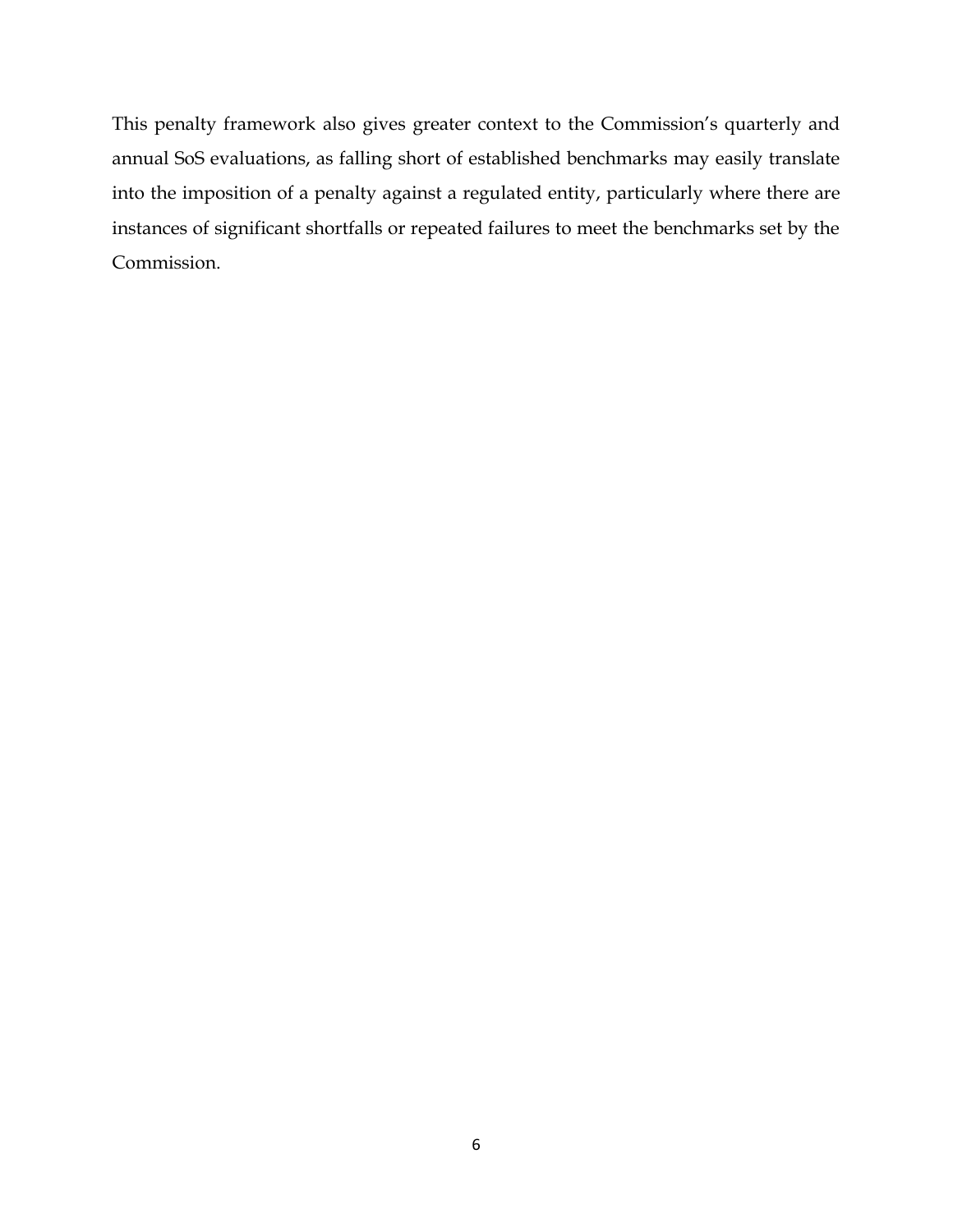This penalty framework also gives greater context to the Commission's quarterly and annual SoS evaluations, as falling short of established benchmarks may easily translate into the imposition of a penalty against a regulated entity, particularly where there are instances of significant shortfalls or repeated failures to meet the benchmarks set by the Commission.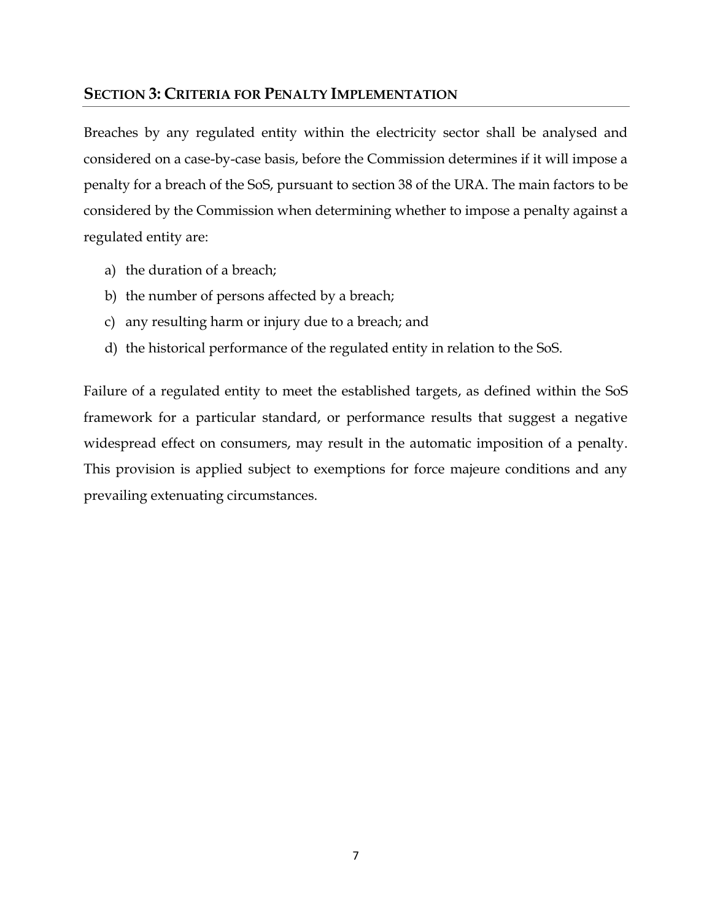## SECTION 3: CRITERIA FOR PENALTY IMPLEMENTATION

Breaches by any regulated entity within the electricity sector shall be analysed and considered on a case-by-case basis, before the Commission determines if it will impose a penalty for a breach of the SoS, pursuant to section 38 of the URA. The main factors to be considered by the Commission when determining whether to impose a penalty against a regulated entity are:

a) the duration of a breach;
b) the number of persons affected by a breach;
c) any resulting harm or injury due to a breach; and
d) the historical performance of the regulated entity in relation to the SoS.

Failure of a regulated entity to meet the established targets, as defined within the SoS framework for a particular standard, or performance results that suggest a negative widespread effect on consumers, may result in the automatic imposition of a penalty. This provision is applied subject to exemptions for force majeure conditions and any prevailing extenuating circumstances.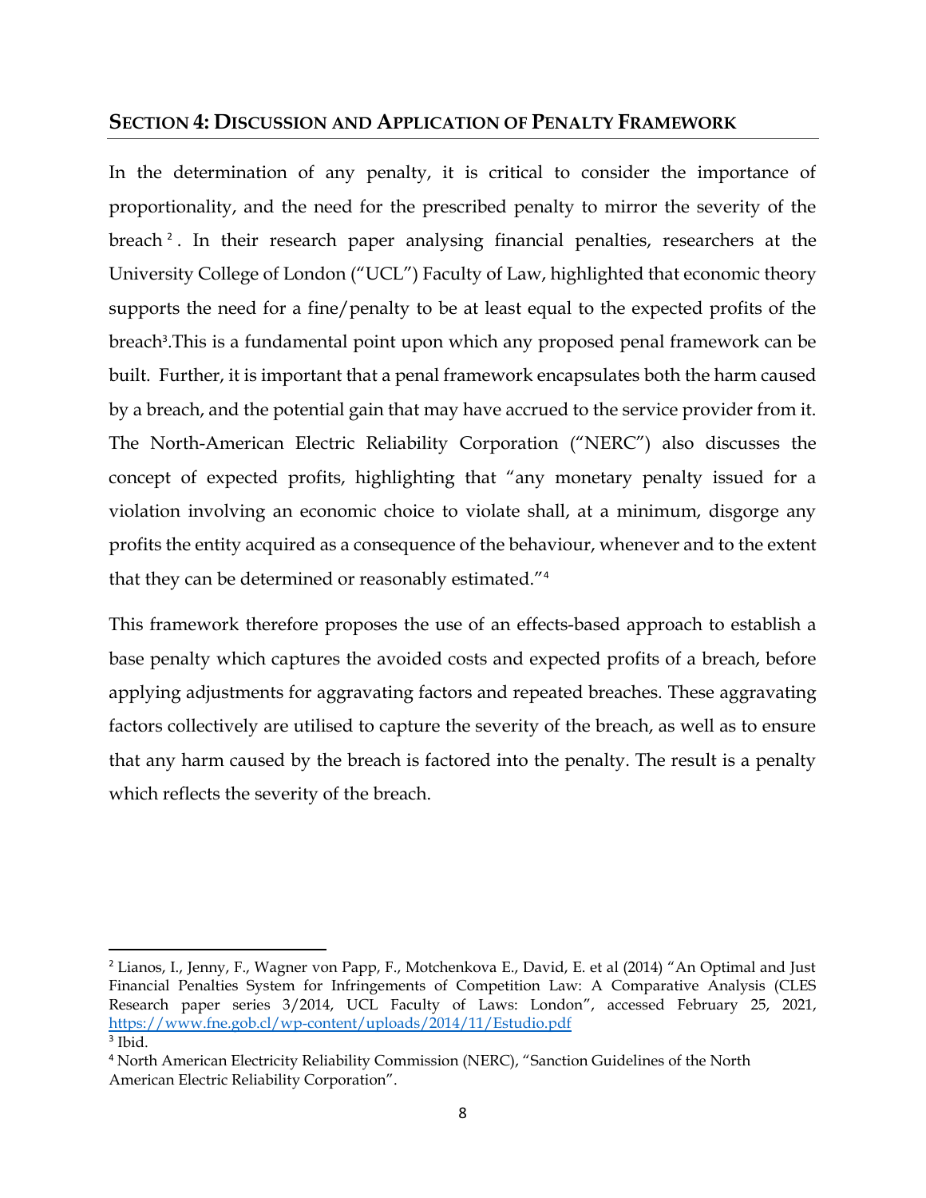## SECTION 4: DISCUSSION AND APPLICATION OF PENALTY FRAMEWORK

In the determination of any penalty, it is critical to consider the importance of proportionality, and the need for the prescribed penalty to mirror the severity of the breach[2]. In their research paper analysing financial penalties, researchers at the University College of London ("UCL") Faculty of Law, highlighted that economic theory supports the need for a fine/penalty to be at least equal to the expected profits of the breach[3].This is a fundamental point upon which any proposed penal framework can be built. Further, it is important that a penal framework encapsulates both the harm caused by a breach, and the potential gain that may have accrued to the service provider from it. The North-American Electric Reliability Corporation ("NERC") also discusses the concept of expected profits, highlighting that "any monetary penalty issued for a violation involving an economic choice to violate shall, at a minimum, disgorge any profits the entity acquired as a consequence of the behaviour, whenever and to the extent that they can be determined or reasonably estimated."[4]

This framework therefore proposes the use of an effects-based approach to establish a base penalty which captures the avoided costs and expected profits of a breach, before applying adjustments for aggravating factors and repeated breaches. These aggravating factors collectively are utilised to capture the severity of the breach, as well as to ensure that any harm caused by the breach is factored into the penalty. The result is a penalty which reflects the severity of the breach.

---

[2] Lianos, I., Jenny, F., Wagner von Papp, F., Motchenkova E., David, E. et al (2014) "An Optimal and Just Financial Penalties System for Infringements of Competition Law: A Comparative Analysis (CLES Research paper series 3/2014, UCL Faculty of Laws: London", accessed February 25, 2021, https://www.fne.gob.cl/wp-content/uploads/2014/11/Estudio.pdf

[3] Ibid.

[4] North American Electricity Reliability Commission (NERC), "Sanction Guidelines of the North American Electric Reliability Corporation".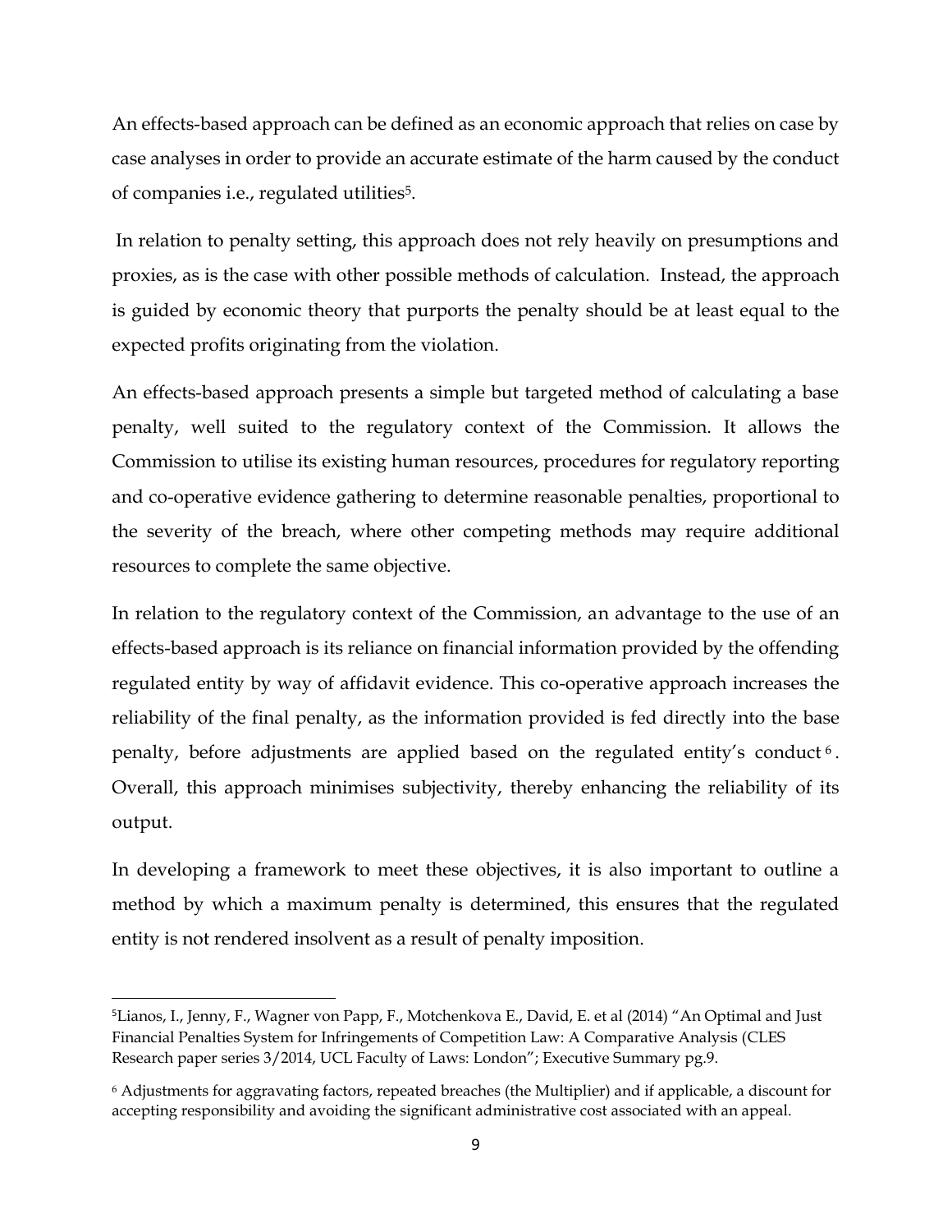An effects-based approach can be defined as an economic approach that relies on case by case analyses in order to provide an accurate estimate of the harm caused by the conduct of companies i.e., regulated utilities[5].

In relation to penalty setting, this approach does not rely heavily on presumptions and proxies, as is the case with other possible methods of calculation. Instead, the approach is guided by economic theory that purports the penalty should be at least equal to the expected profits originating from the violation.

An effects-based approach presents a simple but targeted method of calculating a base penalty, well suited to the regulatory context of the Commission. It allows the Commission to utilise its existing human resources, procedures for regulatory reporting and co-operative evidence gathering to determine reasonable penalties, proportional to the severity of the breach, where other competing methods may require additional resources to complete the same objective.

In relation to the regulatory context of the Commission, an advantage to the use of an effects-based approach is its reliance on financial information provided by the offending regulated entity by way of affidavit evidence. This co-operative approach increases the reliability of the final penalty, as the information provided is fed directly into the base penalty, before adjustments are applied based on the regulated entity's conduct[6]. Overall, this approach minimises subjectivity, thereby enhancing the reliability of its output.

In developing a framework to meet these objectives, it is also important to outline a method by which a maximum penalty is determined, this ensures that the regulated entity is not rendered insolvent as a result of penalty imposition.

---

[5] Lianos, I., Jenny, F., Wagner von Papp, F., Motchenkova E., David, E. et al (2014) "An Optimal and Just Financial Penalties System for Infringements of Competition Law: A Comparative Analysis (CLES Research paper series 3/2014, UCL Faculty of Laws: London"; Executive Summary pg.9.

[6] Adjustments for aggravating factors, repeated breaches (the Multiplier) and if applicable, a discount for accepting responsibility and avoiding the significant administrative cost associated with an appeal.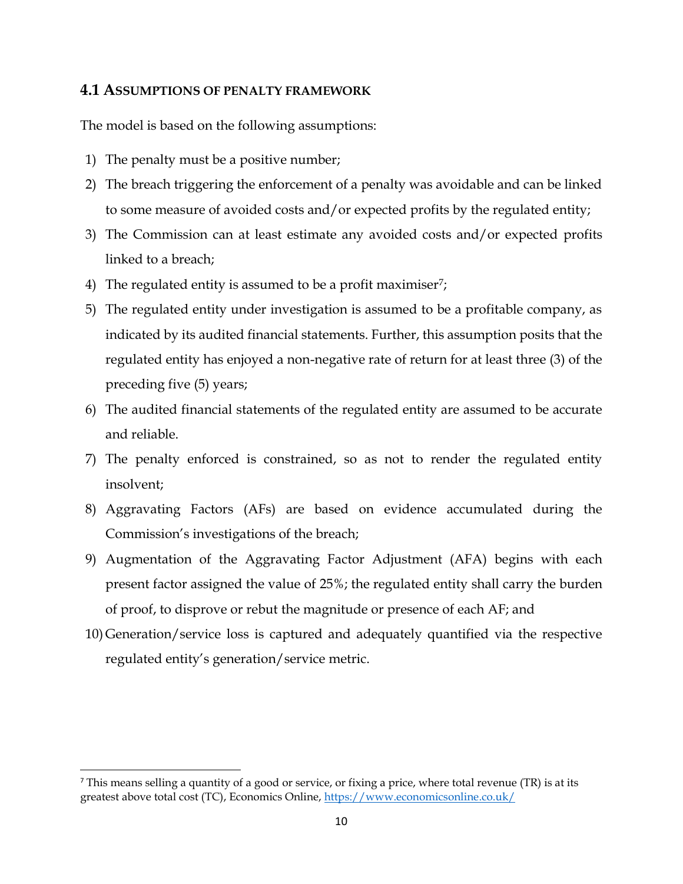### 4.1 ASSUMPTIONS OF PENALTY FRAMEWORK

The model is based on the following assumptions:

1) The penalty must be a positive number;
2) The breach triggering the enforcement of a penalty was avoidable and can be linked to some measure of avoided costs and/or expected profits by the regulated entity;
3) The Commission can at least estimate any avoided costs and/or expected profits linked to a breach;
4) The regulated entity is assumed to be a profit maximiser[7];
5) The regulated entity under investigation is assumed to be a profitable company, as indicated by its audited financial statements. Further, this assumption posits that the regulated entity has enjoyed a non-negative rate of return for at least three (3) of the preceding five (5) years;
6) The audited financial statements of the regulated entity are assumed to be accurate and reliable.
7) The penalty enforced is constrained, so as not to render the regulated entity insolvent;
8) Aggravating Factors (AFs) are based on evidence accumulated during the Commission's investigations of the breach;
9) Augmentation of the Aggravating Factor Adjustment (AFA) begins with each present factor assigned the value of 25%; the regulated entity shall carry the burden of proof, to disprove or rebut the magnitude or presence of each AF; and
10) Generation/service loss is captured and adequately quantified via the respective regulated entity's generation/service metric.

[7] This means selling a quantity of a good or service, or fixing a price, where total revenue (TR) is at its greatest above total cost (TC), Economics Online, https://www.economicsonline.co.uk/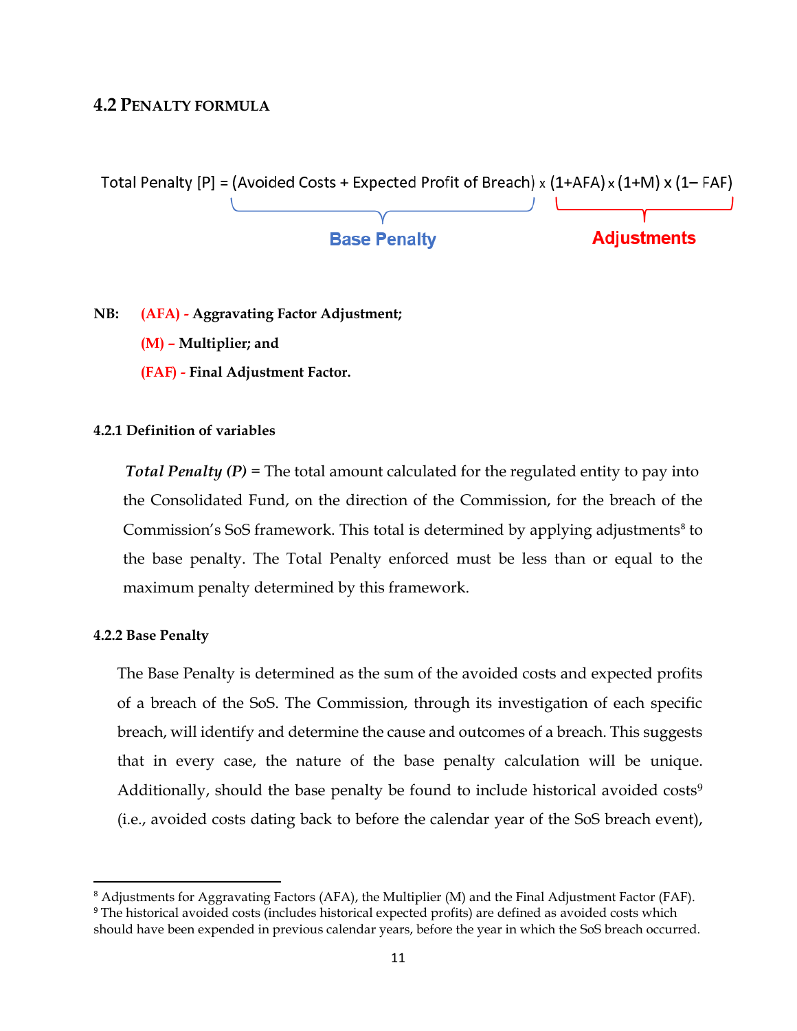## 4.2 PENALTY FORMULA

$$\text{Total Penalty [P]} = \underbrace{(\text{Avoided Costs} + \text{Expected Profit of Breach})}_{\text{Base Penalty}} \times \underbrace{(1+AFA) \times (1+M) \times (1-FAF)}_{\text{Adjustments}}$$

**NB:** **(AFA) - Aggravating Factor Adjustment;**

**(M) – Multiplier; and**

**(FAF) - Final Adjustment Factor.**

#### 4.2.1 Definition of variables

***Total Penalty (P)*** **=** The total amount calculated for the regulated entity to pay into the Consolidated Fund, on the direction of the Commission, for the breach of the Commission's SoS framework. This total is determined by applying adjustments[8] to the base penalty. The Total Penalty enforced must be less than or equal to the maximum penalty determined by this framework.

#### 4.2.2 Base Penalty

The Base Penalty is determined as the sum of the avoided costs and expected profits of a breach of the SoS. The Commission, through its investigation of each specific breach, will identify and determine the cause and outcomes of a breach. This suggests that in every case, the nature of the base penalty calculation will be unique. Additionally, should the base penalty be found to include historical avoided costs[9] (i.e., avoided costs dating back to before the calendar year of the SoS breach event),

---

[8] Adjustments for Aggravating Factors (AFA), the Multiplier (M) and the Final Adjustment Factor (FAF).

[9] The historical avoided costs (includes historical expected profits) are defined as avoided costs which should have been expended in previous calendar years, before the year in which the SoS breach occurred.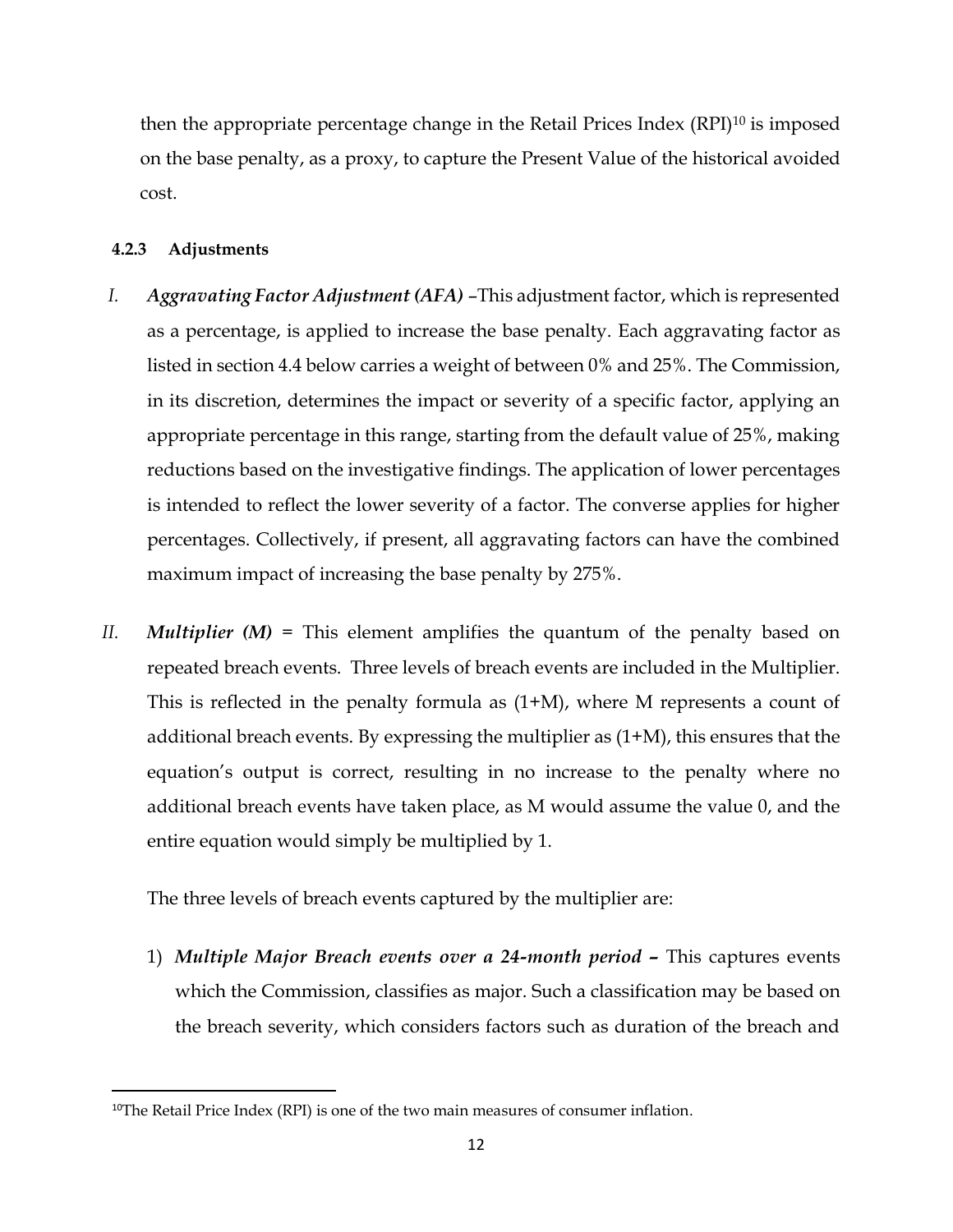then the appropriate percentage change in the Retail Prices Index (RPI)[10] is imposed on the base penalty, as a proxy, to capture the Present Value of the historical avoided cost.

#### 4.2.3 Adjustments

I. ***Aggravating Factor Adjustment (AFA)*** –This adjustment factor, which is represented as a percentage, is applied to increase the base penalty. Each aggravating factor as listed in section 4.4 below carries a weight of between 0% and 25%. The Commission, in its discretion, determines the impact or severity of a specific factor, applying an appropriate percentage in this range, starting from the default value of 25%, making reductions based on the investigative findings. The application of lower percentages is intended to reflect the lower severity of a factor. The converse applies for higher percentages. Collectively, if present, all aggravating factors can have the combined maximum impact of increasing the base penalty by 275%.

II. ***Multiplier (M)*** = This element amplifies the quantum of the penalty based on repeated breach events. Three levels of breach events are included in the Multiplier. This is reflected in the penalty formula as (1+M), where M represents a count of additional breach events. By expressing the multiplier as (1+M), this ensures that the equation's output is correct, resulting in no increase to the penalty where no additional breach events have taken place, as M would assume the value 0, and the entire equation would simply be multiplied by 1.

    The three levels of breach events captured by the multiplier are:

    1) ***Multiple Major Breach events over a 24-month period –*** This captures events which the Commission, classifies as major. Such a classification may be based on the breach severity, which considers factors such as duration of the breach and

[10] The Retail Price Index (RPI) is one of the two main measures of consumer inflation.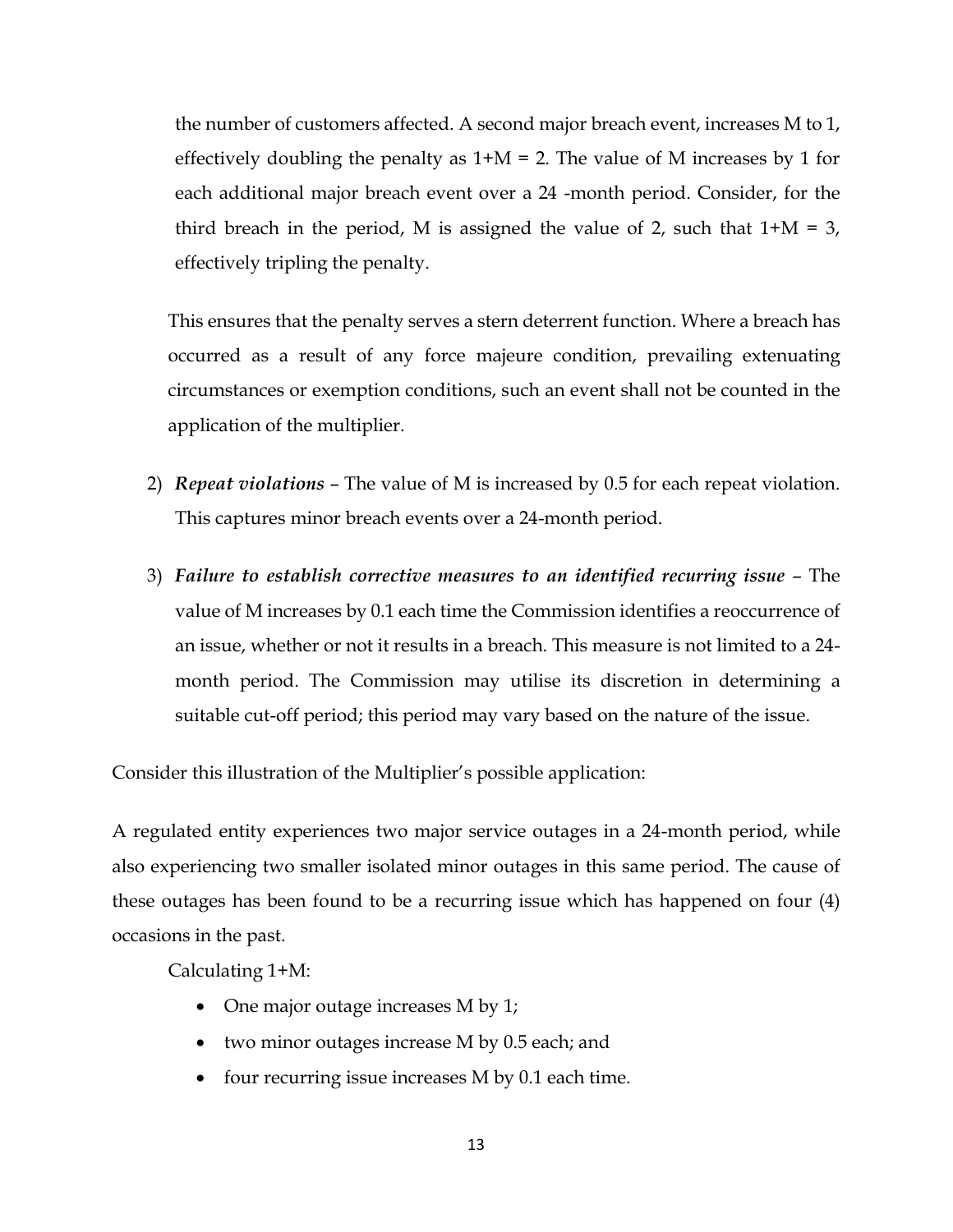the number of customers affected. A second major breach event, increases M to 1, effectively doubling the penalty as $1+M = 2$. The value of M increases by 1 for each additional major breach event over a 24 -month period. Consider, for the third breach in the period, M is assigned the value of 2, such that $1+M = 3$, effectively tripling the penalty.

This ensures that the penalty serves a stern deterrent function. Where a breach has occurred as a result of any force majeure condition, prevailing extenuating circumstances or exemption conditions, such an event shall not be counted in the application of the multiplier.

2) ***Repeat violations*** – The value of M is increased by 0.5 for each repeat violation. This captures minor breach events over a 24-month period.

3) ***Failure to establish corrective measures to an identified recurring issue*** – The value of M increases by 0.1 each time the Commission identifies a reoccurrence of an issue, whether or not it results in a breach. This measure is not limited to a 24-month period. The Commission may utilise its discretion in determining a suitable cut-off period; this period may vary based on the nature of the issue.

Consider this illustration of the Multiplier's possible application:

A regulated entity experiences two major service outages in a 24-month period, while also experiencing two smaller isolated minor outages in this same period. The cause of these outages has been found to be a recurring issue which has happened on four (4) occasions in the past.

Calculating $1+M$:

- One major outage increases M by 1;
- two minor outages increase M by 0.5 each; and
- four recurring issue increases M by 0.1 each time.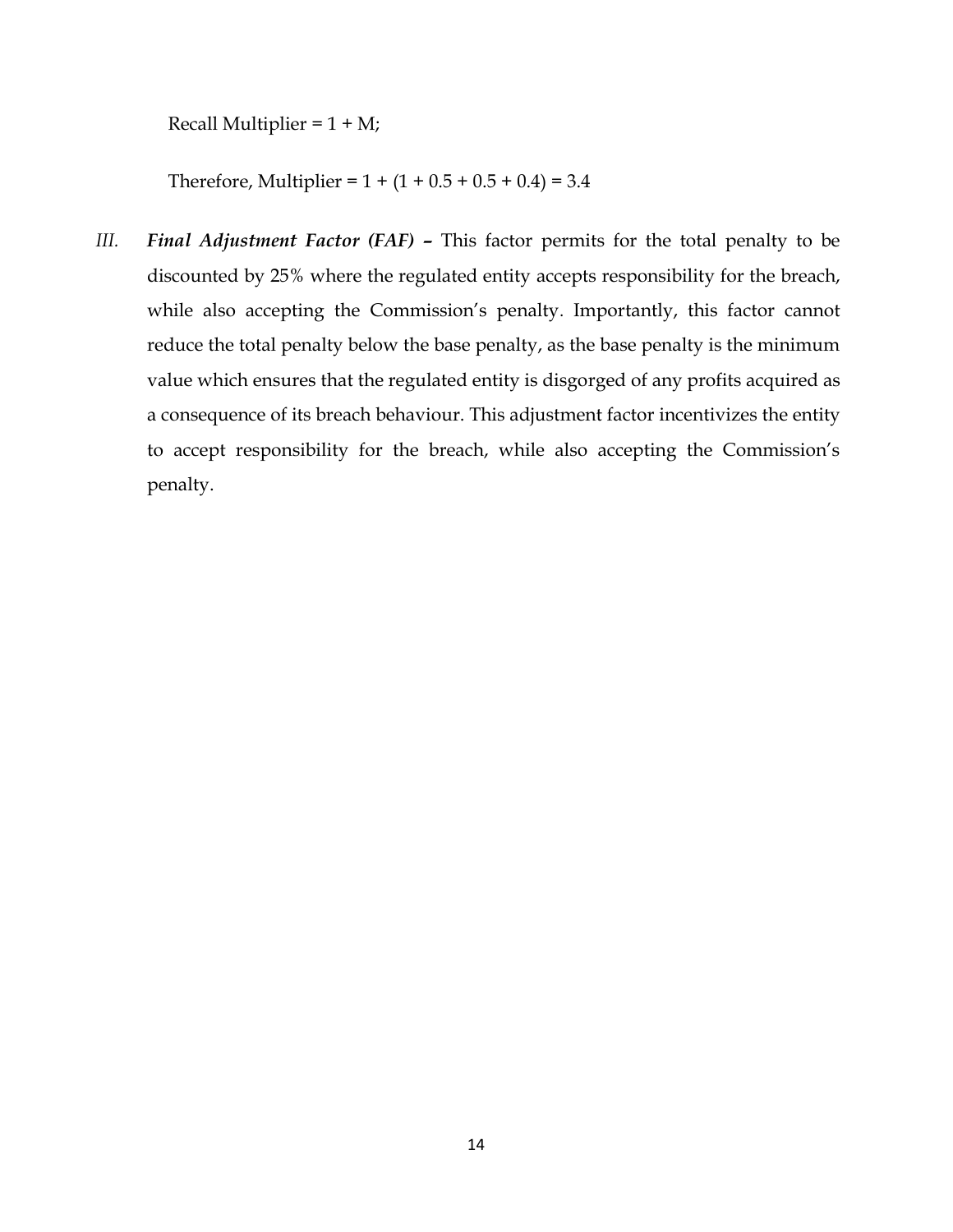Recall Multiplier = 1 + M;

Therefore, Multiplier = 1 + (1 + 0.5 + 0.5 + 0.4) = 3.4

*III.* ***Final Adjustment Factor (FAF) –*** This factor permits for the total penalty to be discounted by 25% where the regulated entity accepts responsibility for the breach, while also accepting the Commission's penalty. Importantly, this factor cannot reduce the total penalty below the base penalty, as the base penalty is the minimum value which ensures that the regulated entity is disgorged of any profits acquired as a consequence of its breach behaviour. This adjustment factor incentivizes the entity to accept responsibility for the breach, while also accepting the Commission's penalty.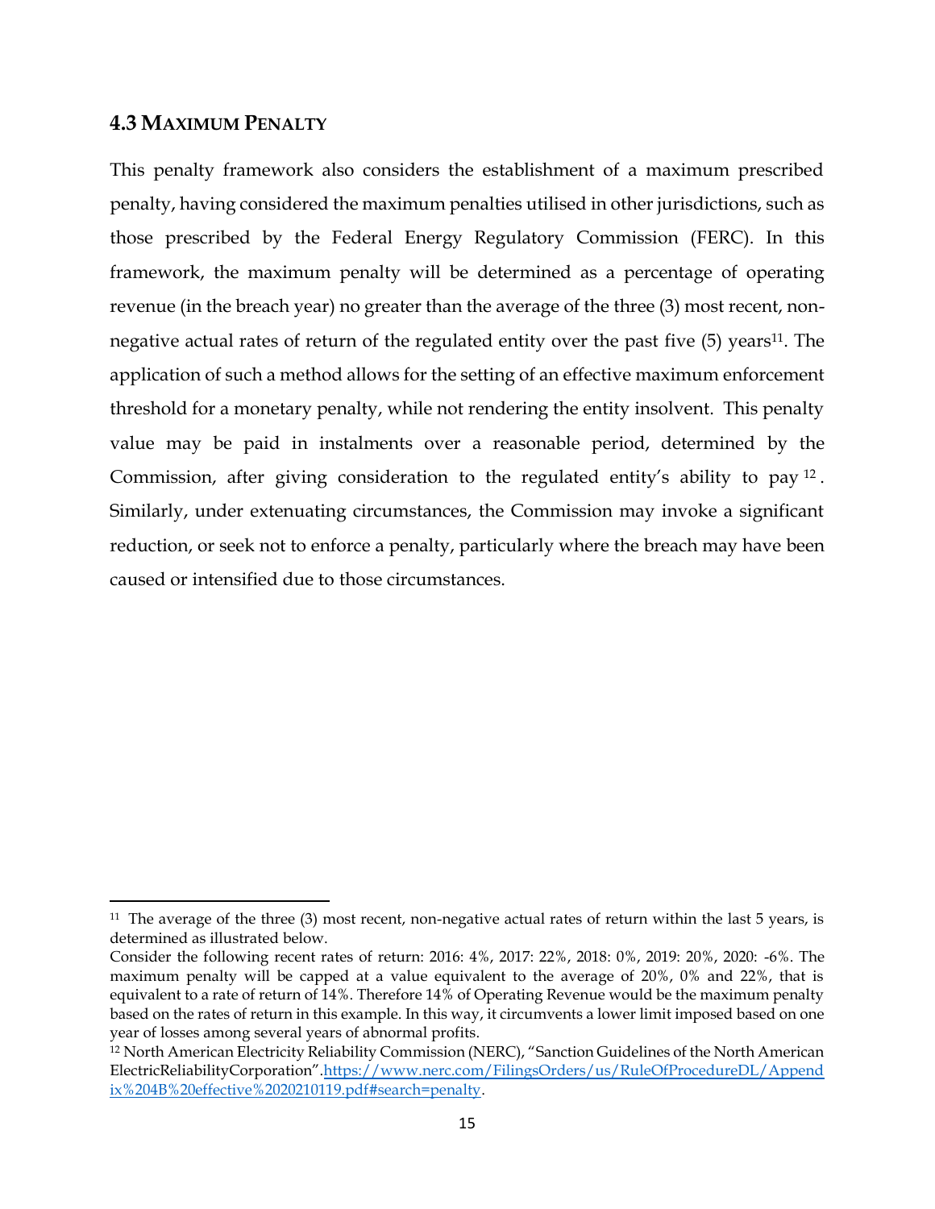### 4.3 Maximum Penalty

This penalty framework also considers the establishment of a maximum prescribed penalty, having considered the maximum penalties utilised in other jurisdictions, such as those prescribed by the Federal Energy Regulatory Commission (FERC). In this framework, the maximum penalty will be determined as a percentage of operating revenue (in the breach year) no greater than the average of the three (3) most recent, non-negative actual rates of return of the regulated entity over the past five (5) years[11]. The application of such a method allows for the setting of an effective maximum enforcement threshold for a monetary penalty, while not rendering the entity insolvent. This penalty value may be paid in instalments over a reasonable period, determined by the Commission, after giving consideration to the regulated entity's ability to pay[12]. Similarly, under extenuating circumstances, the Commission may invoke a significant reduction, or seek not to enforce a penalty, particularly where the breach may have been caused or intensified due to those circumstances.

---

[11] The average of the three (3) most recent, non-negative actual rates of return within the last 5 years, is determined as illustrated below.
Consider the following recent rates of return: 2016: 4%, 2017: 22%, 2018: 0%, 2019: 20%, 2020: -6%. The maximum penalty will be capped at a value equivalent to the average of 20%, 0% and 22%, that is equivalent to a rate of return of 14%. Therefore 14% of Operating Revenue would be the maximum penalty based on the rates of return in this example. In this way, it circumvents a lower limit imposed based on one year of losses among several years of abnormal profits.

[12] North American Electricity Reliability Commission (NERC), "Sanction Guidelines of the North American ElectricReliabilityCorporation".https://www.nerc.com/FilingsOrders/us/RuleOfProcedureDL/Appendix%204B%20effective%2020210119.pdf#search=penalty.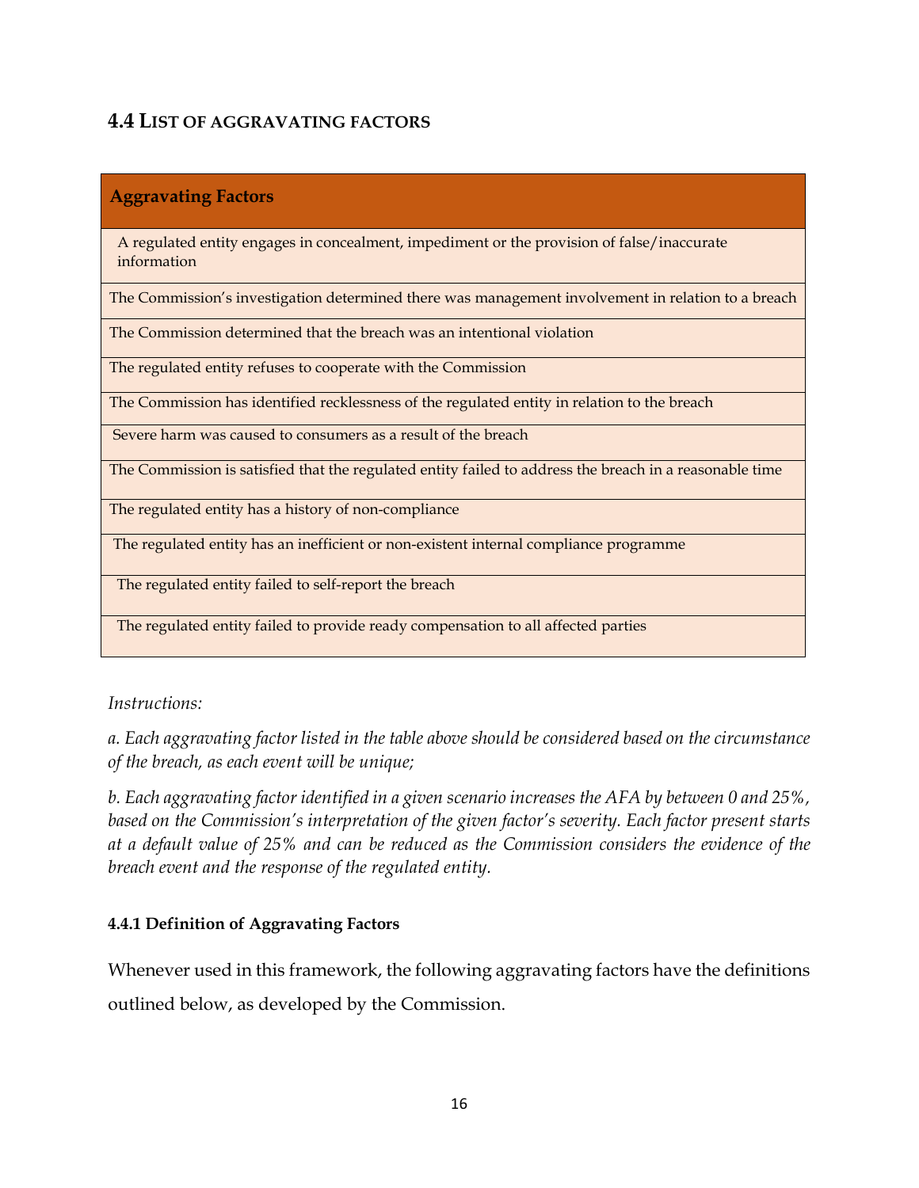## 4.4 LIST OF AGGRAVATING FACTORS

| Aggravating Factors |
|---|
| A regulated entity engages in concealment, impediment or the provision of false/inaccurate information |
| The Commission's investigation determined there was management involvement in relation to a breach |
| The Commission determined that the breach was an intentional violation |
| The regulated entity refuses to cooperate with the Commission |
| The Commission has identified recklessness of the regulated entity in relation to the breach |
| Severe harm was caused to consumers as a result of the breach |
| The Commission is satisfied that the regulated entity failed to address the breach in a reasonable time |
| The regulated entity has a history of non-compliance |
| The regulated entity has an inefficient or non-existent internal compliance programme |
| The regulated entity failed to self-report the breach |
| The regulated entity failed to provide ready compensation to all affected parties |

*Instructions:*

*a. Each aggravating factor listed in the table above should be considered based on the circumstance of the breach, as each event will be unique;*

*b. Each aggravating factor identified in a given scenario increases the AFA by between 0 and 25%, based on the Commission's interpretation of the given factor's severity. Each factor present starts at a default value of 25% and can be reduced as the Commission considers the evidence of the breach event and the response of the regulated entity.*

#### 4.4.1 Definition of Aggravating Factors

Whenever used in this framework, the following aggravating factors have the definitions outlined below, as developed by the Commission.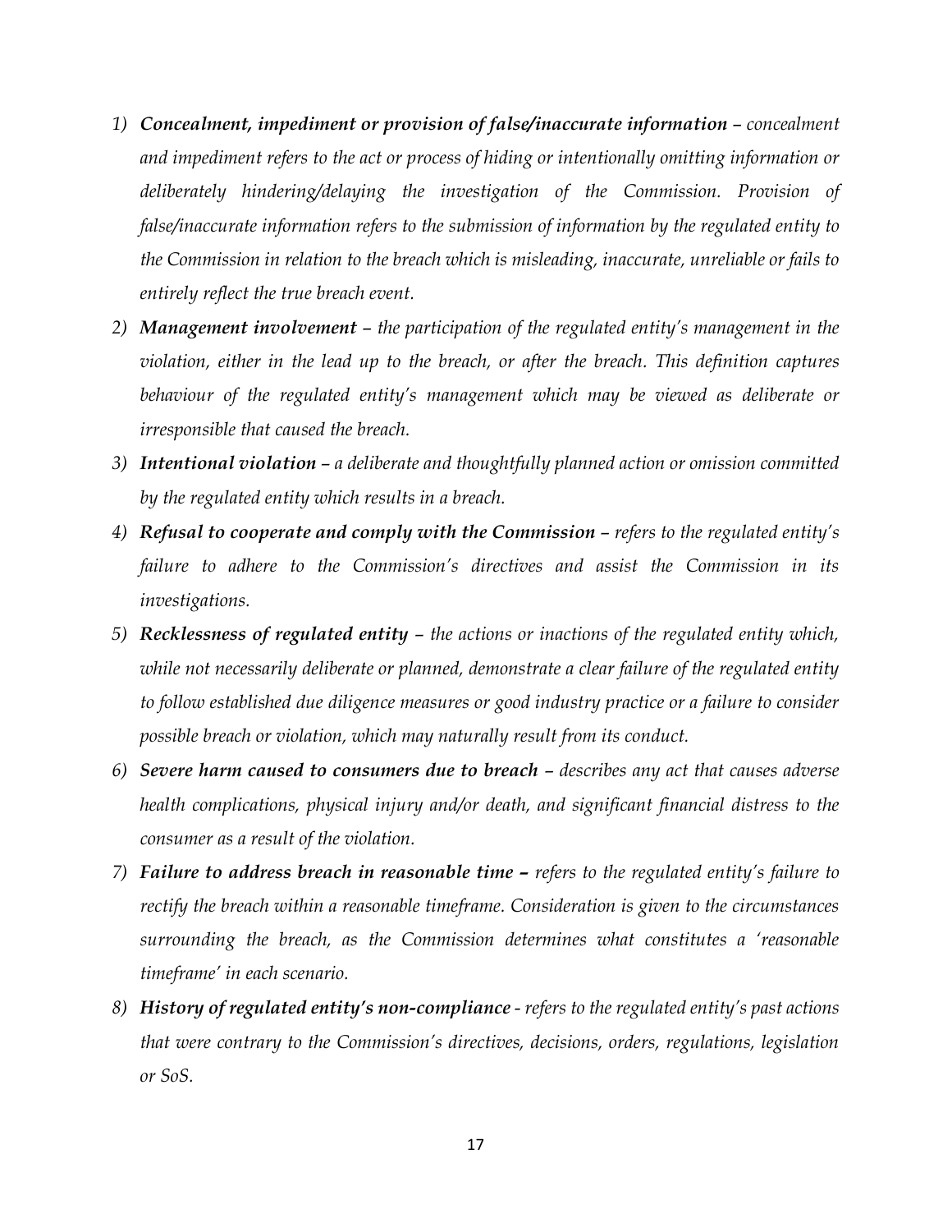1) ***Concealment, impediment or provision of false/inaccurate information*** *– concealment and impediment refers to the act or process of hiding or intentionally omitting information or deliberately hindering/delaying the investigation of the Commission. Provision of false/inaccurate information refers to the submission of information by the regulated entity to the Commission in relation to the breach which is misleading, inaccurate, unreliable or fails to entirely reflect the true breach event.*
2) ***Management involvement*** *– the participation of the regulated entity's management in the violation, either in the lead up to the breach, or after the breach. This definition captures behaviour of the regulated entity's management which may be viewed as deliberate or irresponsible that caused the breach.*
3) ***Intentional violation*** *– a deliberate and thoughtfully planned action or omission committed by the regulated entity which results in a breach.*
4) ***Refusal to cooperate and comply with the Commission*** *– refers to the regulated entity's failure to adhere to the Commission's directives and assist the Commission in its investigations.*
5) ***Recklessness of regulated entity*** *– the actions or inactions of the regulated entity which, while not necessarily deliberate or planned, demonstrate a clear failure of the regulated entity to follow established due diligence measures or good industry practice or a failure to consider possible breach or violation, which may naturally result from its conduct.*
6) ***Severe harm caused to consumers due to breach*** *– describes any act that causes adverse health complications, physical injury and/or death, and significant financial distress to the consumer as a result of the violation.*
7) ***Failure to address breach in reasonable time –*** *refers to the regulated entity's failure to rectify the breach within a reasonable timeframe. Consideration is given to the circumstances surrounding the breach, as the Commission determines what constitutes a 'reasonable timeframe' in each scenario.*
8) ***History of regulated entity's non-compliance*** *- refers to the regulated entity's past actions that were contrary to the Commission's directives, decisions, orders, regulations, legislation or SoS.*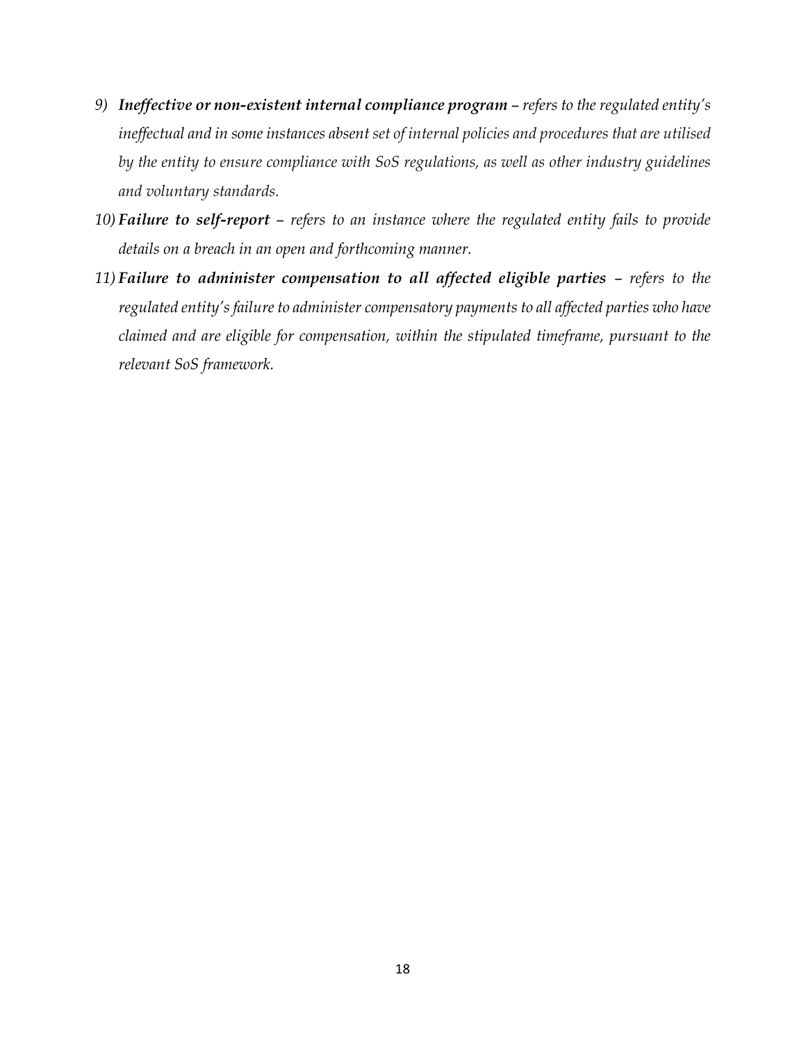9) ***Ineffective or non-existent internal compliance program*** *– refers to the regulated entity's ineffectual and in some instances absent set of internal policies and procedures that are utilised by the entity to ensure compliance with SoS regulations, as well as other industry guidelines and voluntary standards.*

10) ***Failure to self-report*** *– refers to an instance where the regulated entity fails to provide details on a breach in an open and forthcoming manner.*

11) ***Failure to administer compensation to all affected eligible parties*** *– refers to the regulated entity's failure to administer compensatory payments to all affected parties who have claimed and are eligible for compensation, within the stipulated timeframe, pursuant to the relevant SoS framework.*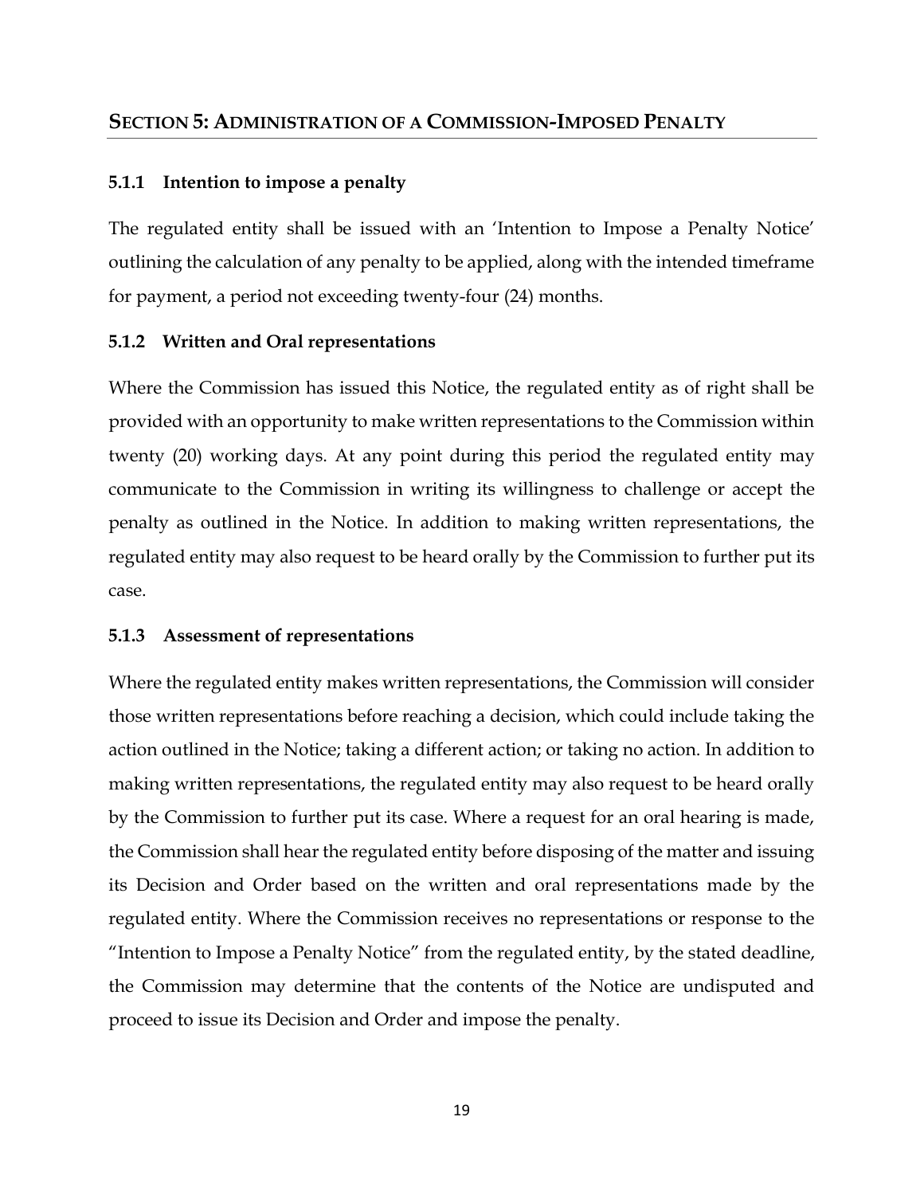## SECTION 5: ADMINISTRATION OF A COMMISSION-IMPOSED PENALTY

### 5.1.1 Intention to impose a penalty

The regulated entity shall be issued with an 'Intention to Impose a Penalty Notice' outlining the calculation of any penalty to be applied, along with the intended timeframe for payment, a period not exceeding twenty-four (24) months.

### 5.1.2 Written and Oral representations

Where the Commission has issued this Notice, the regulated entity as of right shall be provided with an opportunity to make written representations to the Commission within twenty (20) working days. At any point during this period the regulated entity may communicate to the Commission in writing its willingness to challenge or accept the penalty as outlined in the Notice. In addition to making written representations, the regulated entity may also request to be heard orally by the Commission to further put its case.

### 5.1.3 Assessment of representations

Where the regulated entity makes written representations, the Commission will consider those written representations before reaching a decision, which could include taking the action outlined in the Notice; taking a different action; or taking no action. In addition to making written representations, the regulated entity may also request to be heard orally by the Commission to further put its case. Where a request for an oral hearing is made, the Commission shall hear the regulated entity before disposing of the matter and issuing its Decision and Order based on the written and oral representations made by the regulated entity. Where the Commission receives no representations or response to the "Intention to Impose a Penalty Notice" from the regulated entity, by the stated deadline, the Commission may determine that the contents of the Notice are undisputed and proceed to issue its Decision and Order and impose the penalty.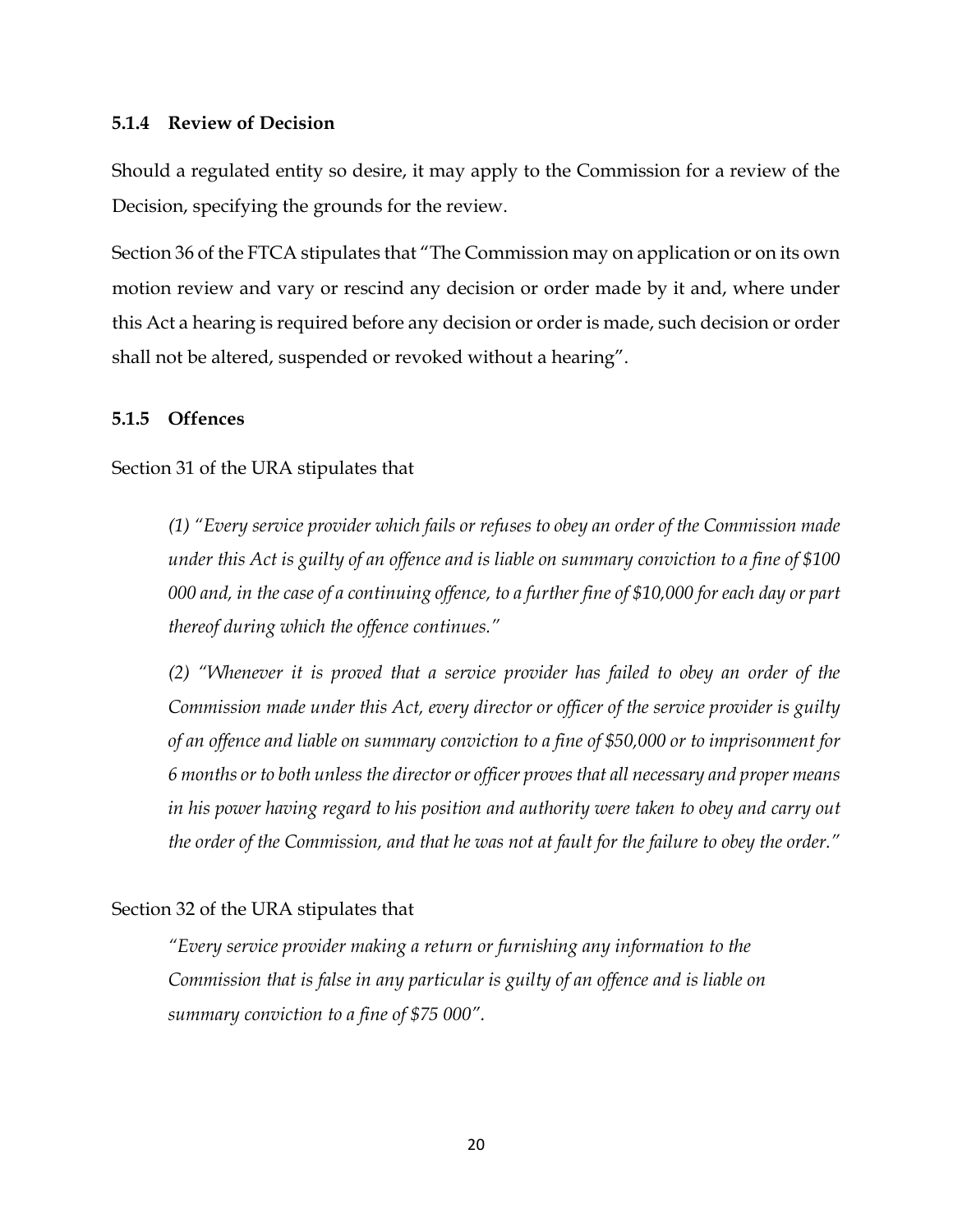### 5.1.4 Review of Decision

Should a regulated entity so desire, it may apply to the Commission for a review of the Decision, specifying the grounds for the review.

Section 36 of the FTCA stipulates that "The Commission may on application or on its own motion review and vary or rescind any decision or order made by it and, where under this Act a hearing is required before any decision or order is made, such decision or order shall not be altered, suspended or revoked without a hearing".

### 5.1.5 Offences

Section 31 of the URA stipulates that

> *(1) "Every service provider which fails or refuses to obey an order of the Commission made under this Act is guilty of an offence and is liable on summary conviction to a fine of $100 000 and, in the case of a continuing offence, to a further fine of $10,000 for each day or part thereof during which the offence continues."*
>
> *(2) "Whenever it is proved that a service provider has failed to obey an order of the Commission made under this Act, every director or officer of the service provider is guilty of an offence and liable on summary conviction to a fine of $50,000 or to imprisonment for 6 months or to both unless the director or officer proves that all necessary and proper means in his power having regard to his position and authority were taken to obey and carry out the order of the Commission, and that he was not at fault for the failure to obey the order."*

Section 32 of the URA stipulates that

> *"Every service provider making a return or furnishing any information to the Commission that is false in any particular is guilty of an offence and is liable on summary conviction to a fine of $75 000".*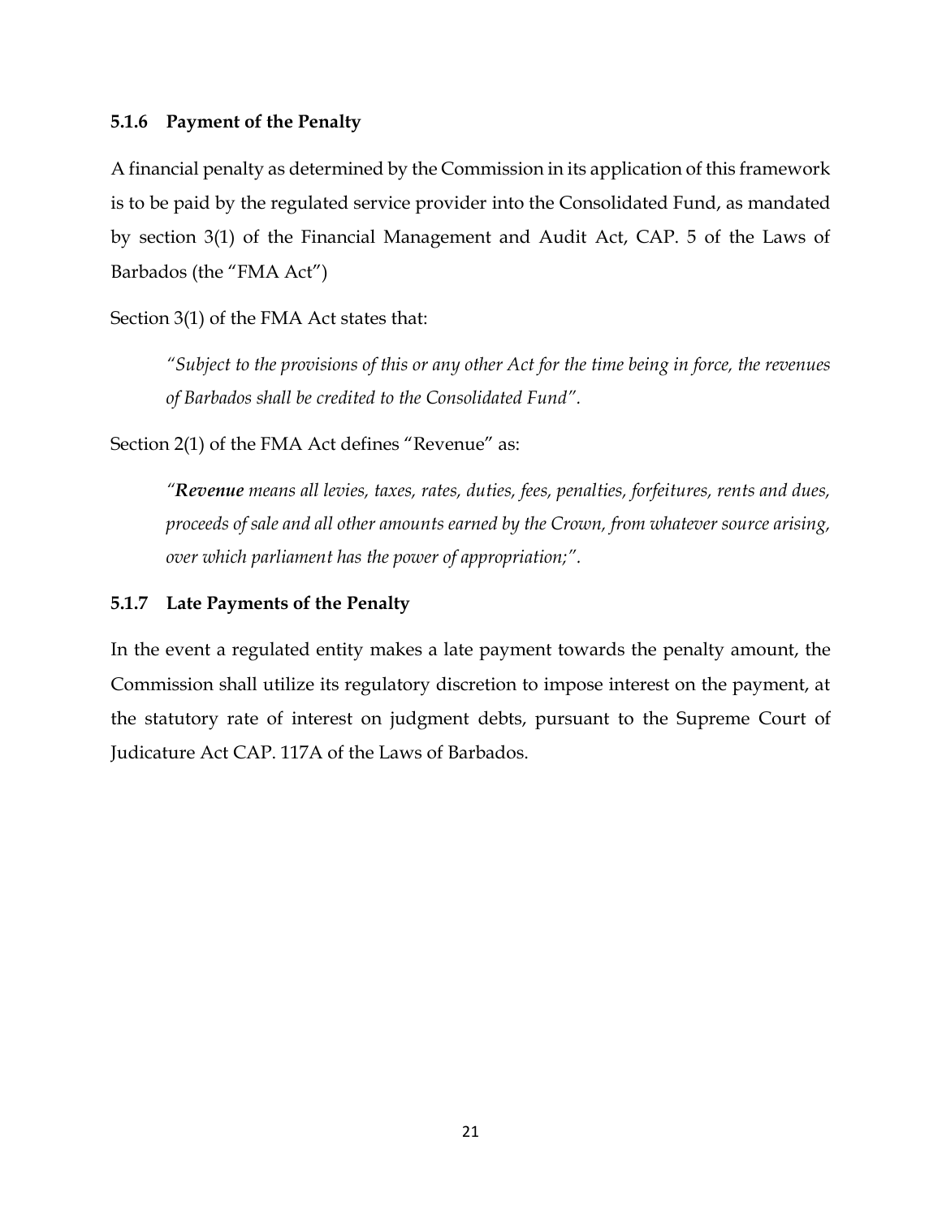### 5.1.6 Payment of the Penalty

A financial penalty as determined by the Commission in its application of this framework is to be paid by the regulated service provider into the Consolidated Fund, as mandated by section 3(1) of the Financial Management and Audit Act, CAP. 5 of the Laws of Barbados (the "FMA Act")

Section 3(1) of the FMA Act states that:

> *"Subject to the provisions of this or any other Act for the time being in force, the revenues of Barbados shall be credited to the Consolidated Fund".*

Section 2(1) of the FMA Act defines "Revenue" as:

> *"**Revenue** means all levies, taxes, rates, duties, fees, penalties, forfeitures, rents and dues, proceeds of sale and all other amounts earned by the Crown, from whatever source arising, over which parliament has the power of appropriation;".*

### 5.1.7 Late Payments of the Penalty

In the event a regulated entity makes a late payment towards the penalty amount, the Commission shall utilize its regulatory discretion to impose interest on the payment, at the statutory rate of interest on judgment debts, pursuant to the Supreme Court of Judicature Act CAP. 117A of the Laws of Barbados.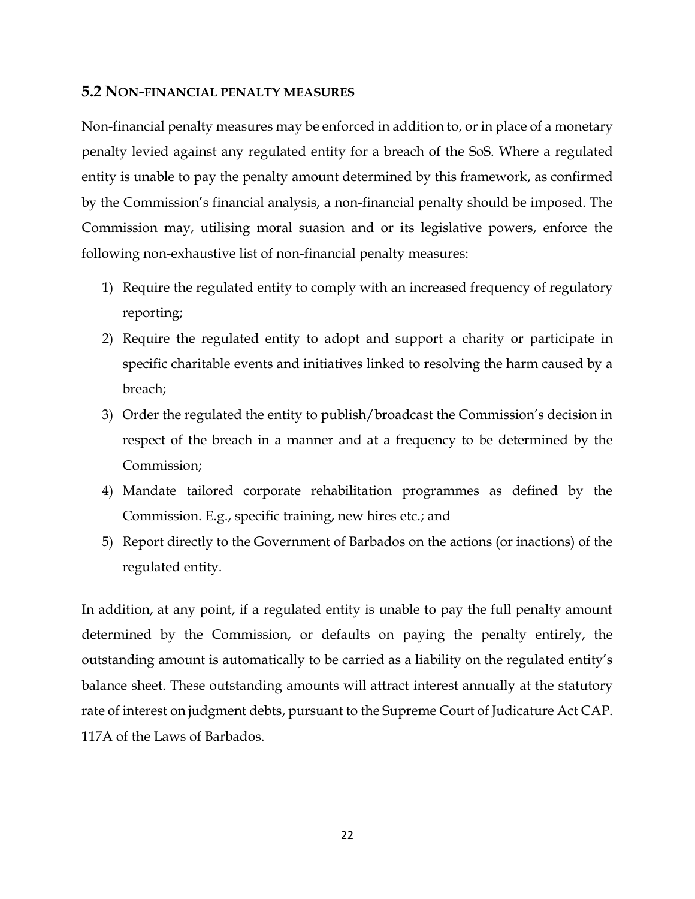## 5.2 NON-FINANCIAL PENALTY MEASURES

Non-financial penalty measures may be enforced in addition to, or in place of a monetary penalty levied against any regulated entity for a breach of the SoS. Where a regulated entity is unable to pay the penalty amount determined by this framework, as confirmed by the Commission's financial analysis, a non-financial penalty should be imposed. The Commission may, utilising moral suasion and or its legislative powers, enforce the following non-exhaustive list of non-financial penalty measures:

1) Require the regulated entity to comply with an increased frequency of regulatory reporting;
2) Require the regulated entity to adopt and support a charity or participate in specific charitable events and initiatives linked to resolving the harm caused by a breach;
3) Order the regulated the entity to publish/broadcast the Commission's decision in respect of the breach in a manner and at a frequency to be determined by the Commission;
4) Mandate tailored corporate rehabilitation programmes as defined by the Commission. E.g., specific training, new hires etc.; and
5) Report directly to the Government of Barbados on the actions (or inactions) of the regulated entity.

In addition, at any point, if a regulated entity is unable to pay the full penalty amount determined by the Commission, or defaults on paying the penalty entirely, the outstanding amount is automatically to be carried as a liability on the regulated entity's balance sheet. These outstanding amounts will attract interest annually at the statutory rate of interest on judgment debts, pursuant to the Supreme Court of Judicature Act CAP. 117A of the Laws of Barbados.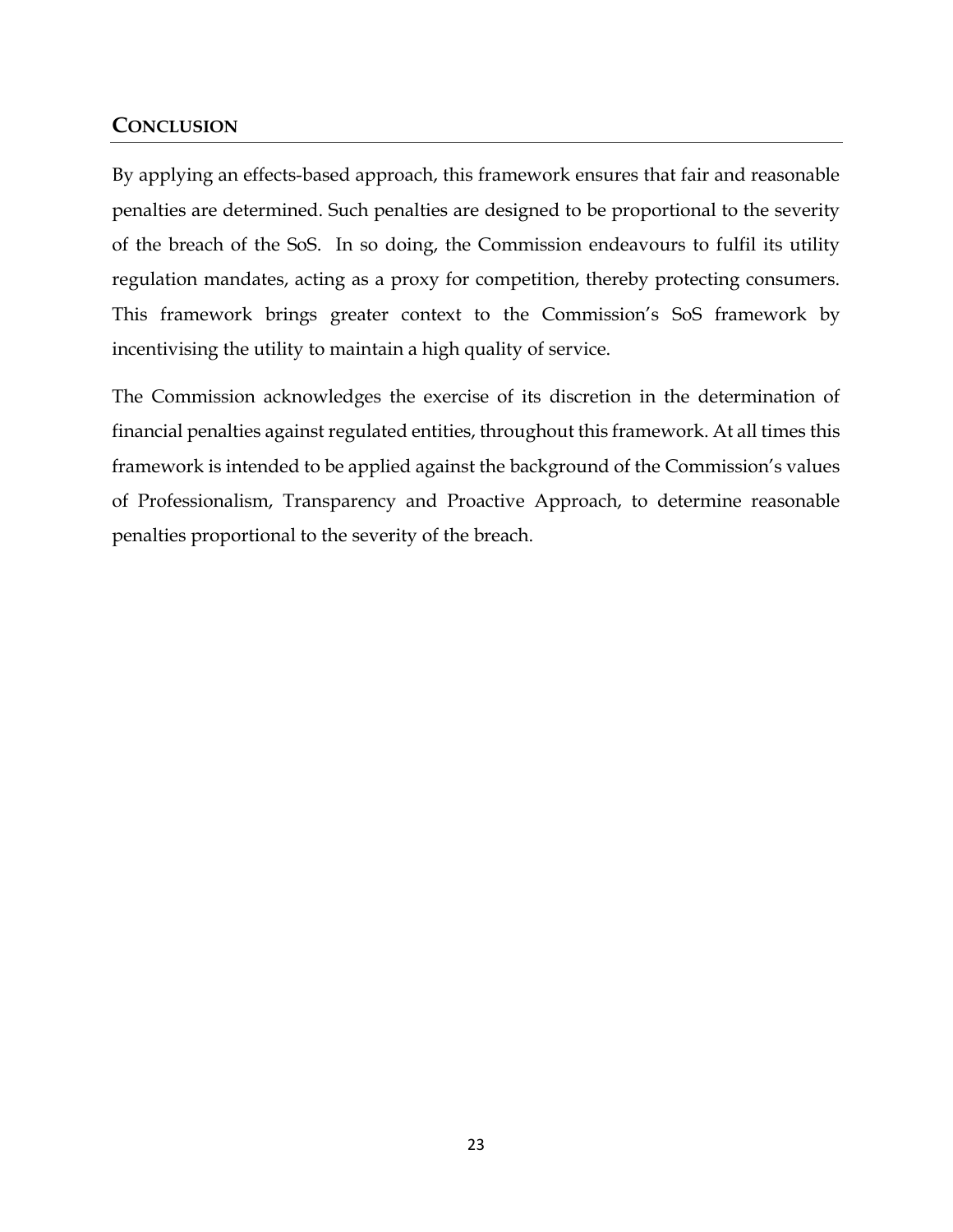## CONCLUSION

By applying an effects-based approach, this framework ensures that fair and reasonable penalties are determined. Such penalties are designed to be proportional to the severity of the breach of the SoS. In so doing, the Commission endeavours to fulfil its utility regulation mandates, acting as a proxy for competition, thereby protecting consumers. This framework brings greater context to the Commission's SoS framework by incentivising the utility to maintain a high quality of service.

The Commission acknowledges the exercise of its discretion in the determination of financial penalties against regulated entities, throughout this framework. At all times this framework is intended to be applied against the background of the Commission's values of Professionalism, Transparency and Proactive Approach, to determine reasonable penalties proportional to the severity of the breach.